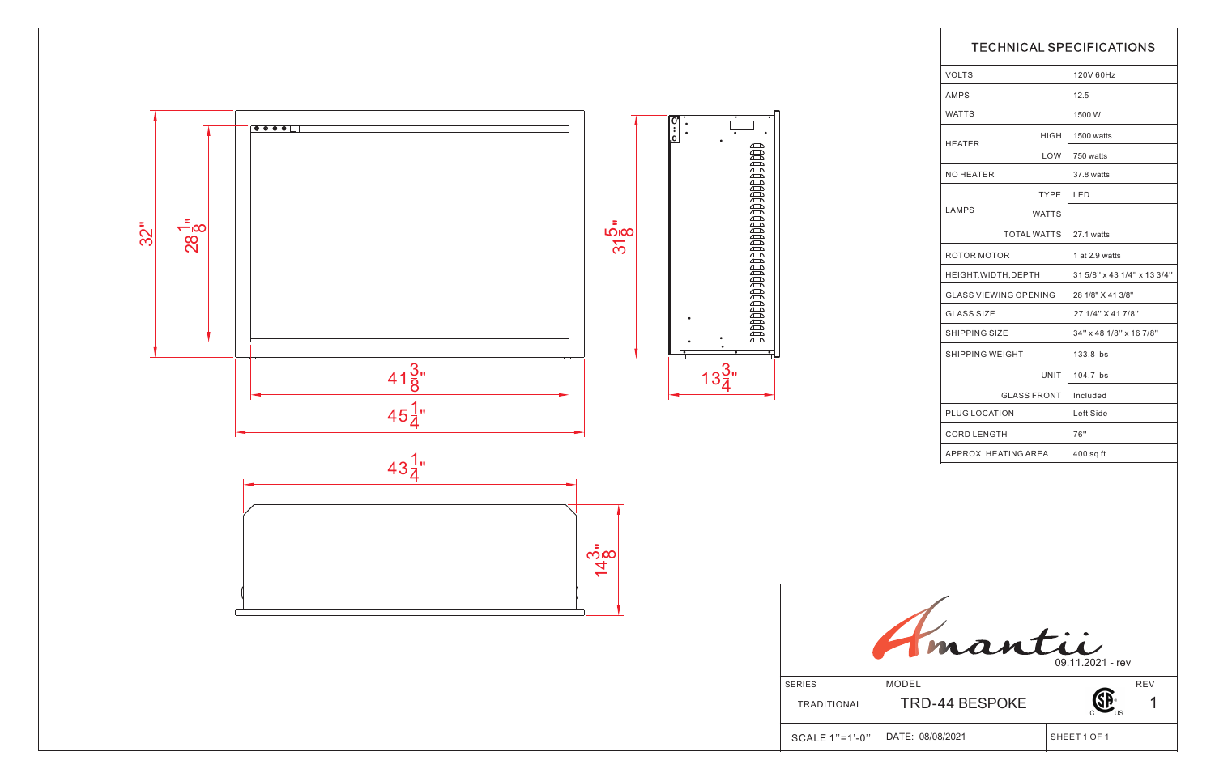32"

$28\frac{1}{8}$"

$31\frac{5}{8}$"

$41\frac{3}{8}$"

$45\frac{1}{4}$"

$13\frac{3}{4}$"

$43\frac{1}{4}$"

$14\frac{3}{8}$"

## TECHNICAL SPECIFICATIONS

| | | |
|---|---|---|
| VOLTS | | 120V 60Hz |
| AMPS | | 12.5 |
| WATTS | | 1500 W |
| HEATER | HIGH | 1500 watts |
| | LOW | 750 watts |
| NO HEATER | | 37.8 watts |
| LAMPS | TYPE | LED |
| | WATTS | |
| | TOTAL WATTS | 27.1 watts |
| ROTOR MOTOR | | 1 at 2.9 watts |
| HEIGHT,WIDTH,DEPTH | | 31 5/8" x 43 1/4" x 13 3/4" |
| GLASS VIEWING OPENING | | 28 1/8" X 41 3/8" |
| GLASS SIZE | | 27 1/4" X 41 7/8" |
| SHIPPING SIZE | | 34" x 48 1/8" x 16 7/8" |
| SHIPPING WEIGHT | | 133.8 lbs |
| | UNIT | 104.7 lbs |
| | GLASS FRONT | Included |
| PLUG LOCATION | | Left Side |
| CORD LENGTH | | 76" |
| APPROX. HEATING AREA | | 400 sq ft |

Amantii

09.11.2021 - rev

| SERIES | MODEL | | REV |
|---|---|---|---|
| TRADITIONAL | TRD-44 BESPOKE | | 1 |
| SCALE 1"=1'-0" | DATE: 08/08/2021 | SHEET 1 OF 1 | |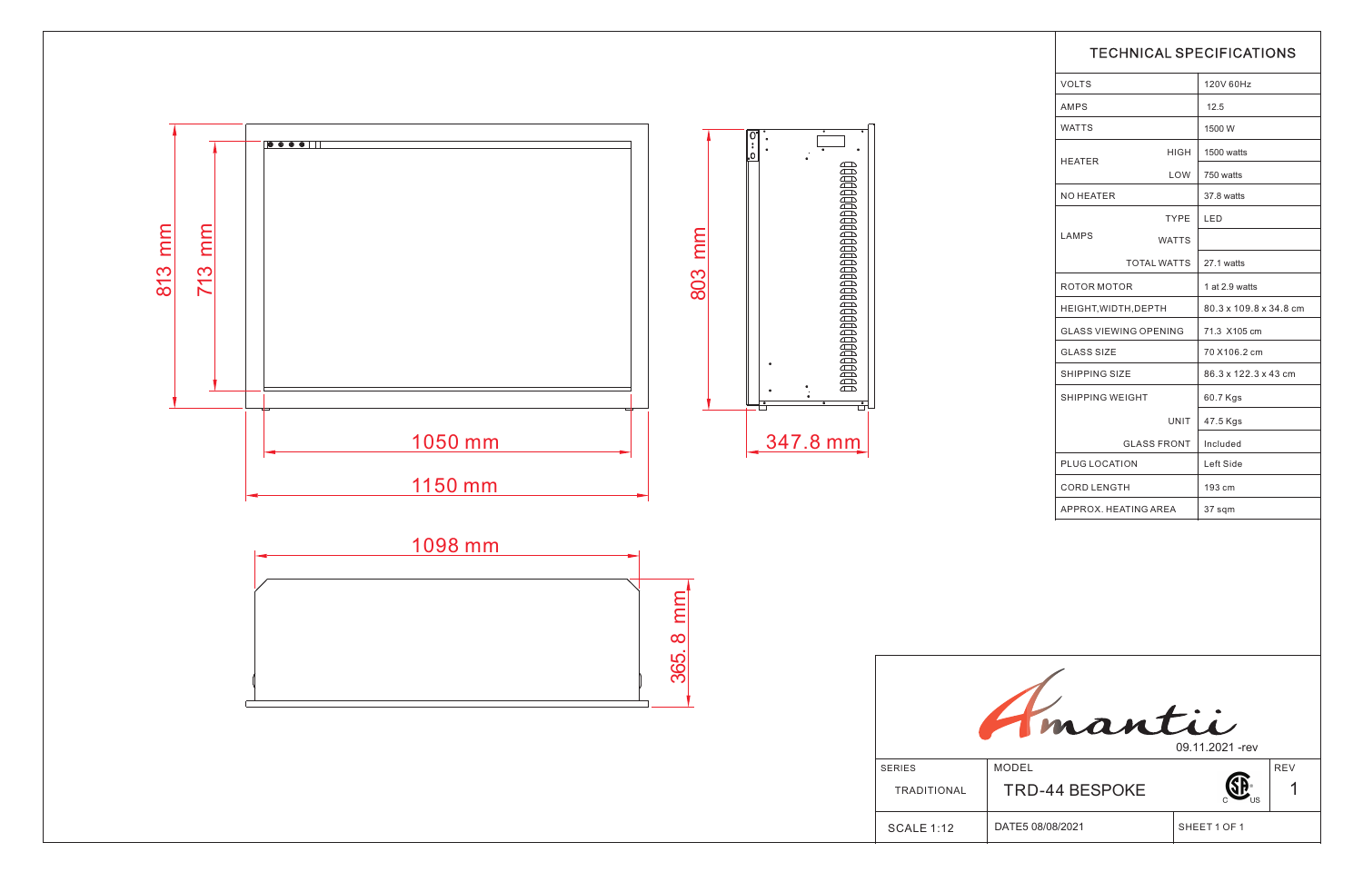813 mm
713 mm
803 mm
1050 mm
1150 mm
347.8 mm
1098 mm
365.8 mm

## TECHNICAL SPECIFICATIONS

| | | |
|---|---|---|
| VOLTS | | 120V 60Hz |
| AMPS | | 12.5 |
| WATTS | | 1500 W |
| HEATER | HIGH | 1500 watts |
| | LOW | 750 watts |
| NO HEATER | | 37.8 watts |
| LAMPS | TYPE | LED |
| | WATTS | |
| | TOTAL WATTS | 27.1 watts |
| ROTOR MOTOR | | 1 at 2.9 watts |
| HEIGHT,WIDTH,DEPTH | | 80.3 x 109.8 x 34.8 cm |
| GLASS VIEWING OPENING | | 71.3 X105 cm |
| GLASS SIZE | | 70 X106.2 cm |
| SHIPPING SIZE | | 86.3 x 122.3 x 43 cm |
| SHIPPING WEIGHT | | 60.7 Kgs |
| | UNIT | 47.5 Kgs |
| | GLASS FRONT | Included |
| PLUG LOCATION | | Left Side |
| CORD LENGTH | | 193 cm |
| APPROX. HEATING AREA | | 37 sqm |

Amantii

09.11.2021 -rev

| SERIES | MODEL | | REV |
|---|---|---|---|
| TRADITIONAL | TRD-44 BESPOKE | CSA C US | 1 |
| SCALE 1:12 | DATE5 08/08/2021 | SHEET 1 OF 1 | |